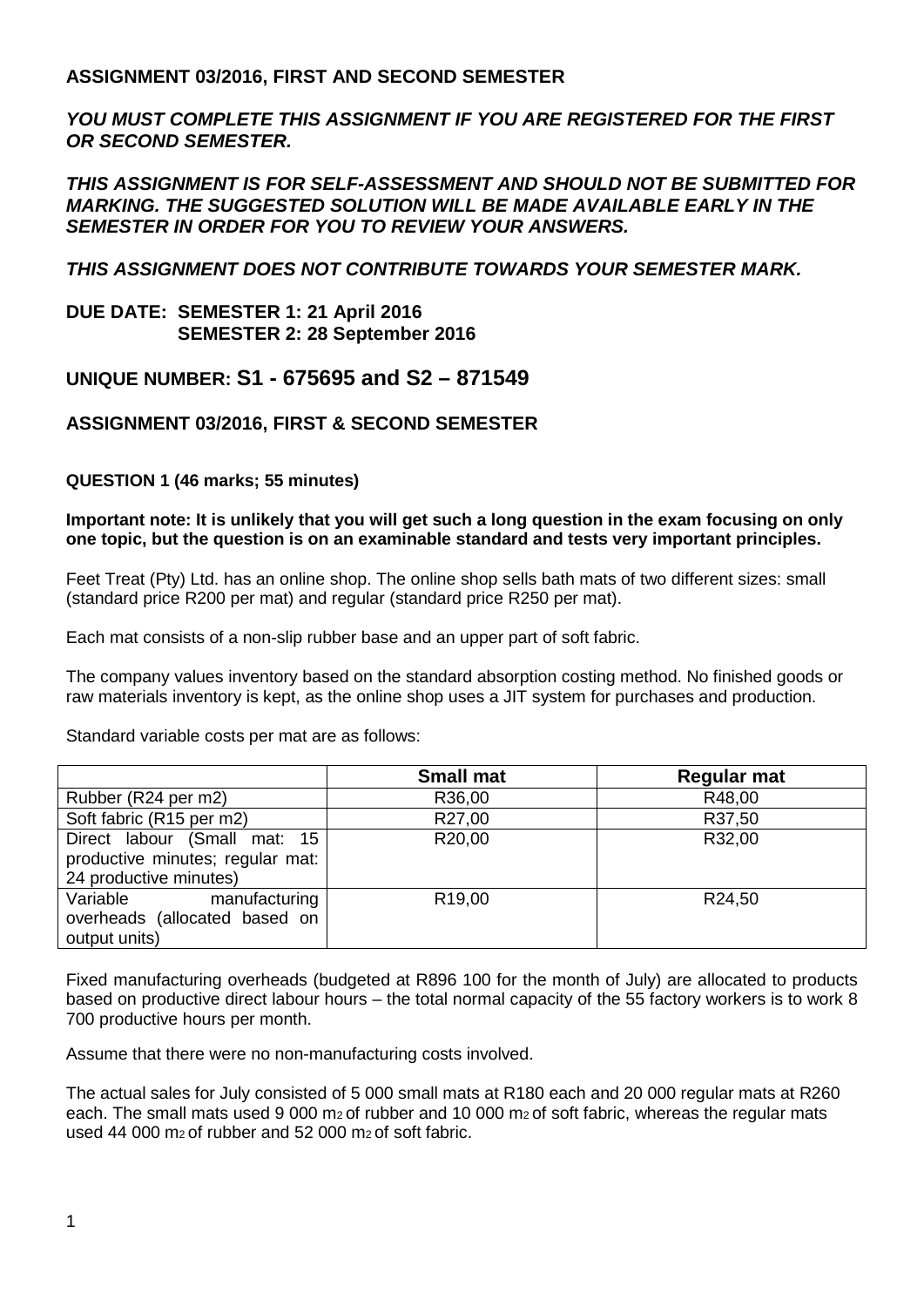**ASSIGNMENT 03/2016, FIRST AND SECOND SEMESTER**

***YOU MUST COMPLETE THIS ASSIGNMENT IF YOU ARE REGISTERED FOR THE FIRST OR SECOND SEMESTER.***

***THIS ASSIGNMENT IS FOR SELF-ASSESSMENT AND SHOULD NOT BE SUBMITTED FOR MARKING. THE SUGGESTED SOLUTION WILL BE MADE AVAILABLE EARLY IN THE SEMESTER IN ORDER FOR YOU TO REVIEW YOUR ANSWERS.***

***THIS ASSIGNMENT DOES NOT CONTRIBUTE TOWARDS YOUR SEMESTER MARK.***

**DUE DATE: SEMESTER 1: 21 April 2016**
**SEMESTER 2: 28 September 2016**

**UNIQUE NUMBER: S1 - 675695 and S2 – 871549**

**ASSIGNMENT 03/2016, FIRST & SECOND SEMESTER**

**QUESTION 1 (46 marks; 55 minutes)**

**Important note: It is unlikely that you will get such a long question in the exam focusing on only one topic, but the question is on an examinable standard and tests very important principles.**

Feet Treat (Pty) Ltd. has an online shop. The online shop sells bath mats of two different sizes: small (standard price R200 per mat) and regular (standard price R250 per mat).

Each mat consists of a non-slip rubber base and an upper part of soft fabric.

The company values inventory based on the standard absorption costing method. No finished goods or raw materials inventory is kept, as the online shop uses a JIT system for purchases and production.

Standard variable costs per mat are as follows:

| | **Small mat** | **Regular mat** |
|---|---|---|
| Rubber (R24 per m2) | R36,00 | R48,00 |
| Soft fabric (R15 per m2) | R27,00 | R37,50 |
| Direct labour (Small mat: 15 productive minutes; regular mat: 24 productive minutes) | R20,00 | R32,00 |
| Variable manufacturing overheads (allocated based on output units) | R19,00 | R24,50 |

Fixed manufacturing overheads (budgeted at R896 100 for the month of July) are allocated to products based on productive direct labour hours – the total normal capacity of the 55 factory workers is to work 8 700 productive hours per month.

Assume that there were no non-manufacturing costs involved.

The actual sales for July consisted of 5 000 small mats at R180 each and 20 000 regular mats at R260 each. The small mats used 9 000 $m_2$ of rubber and 10 000 $m_2$ of soft fabric, whereas the regular mats used 44 000 $m_2$ of rubber and 52 000 $m_2$ of soft fabric.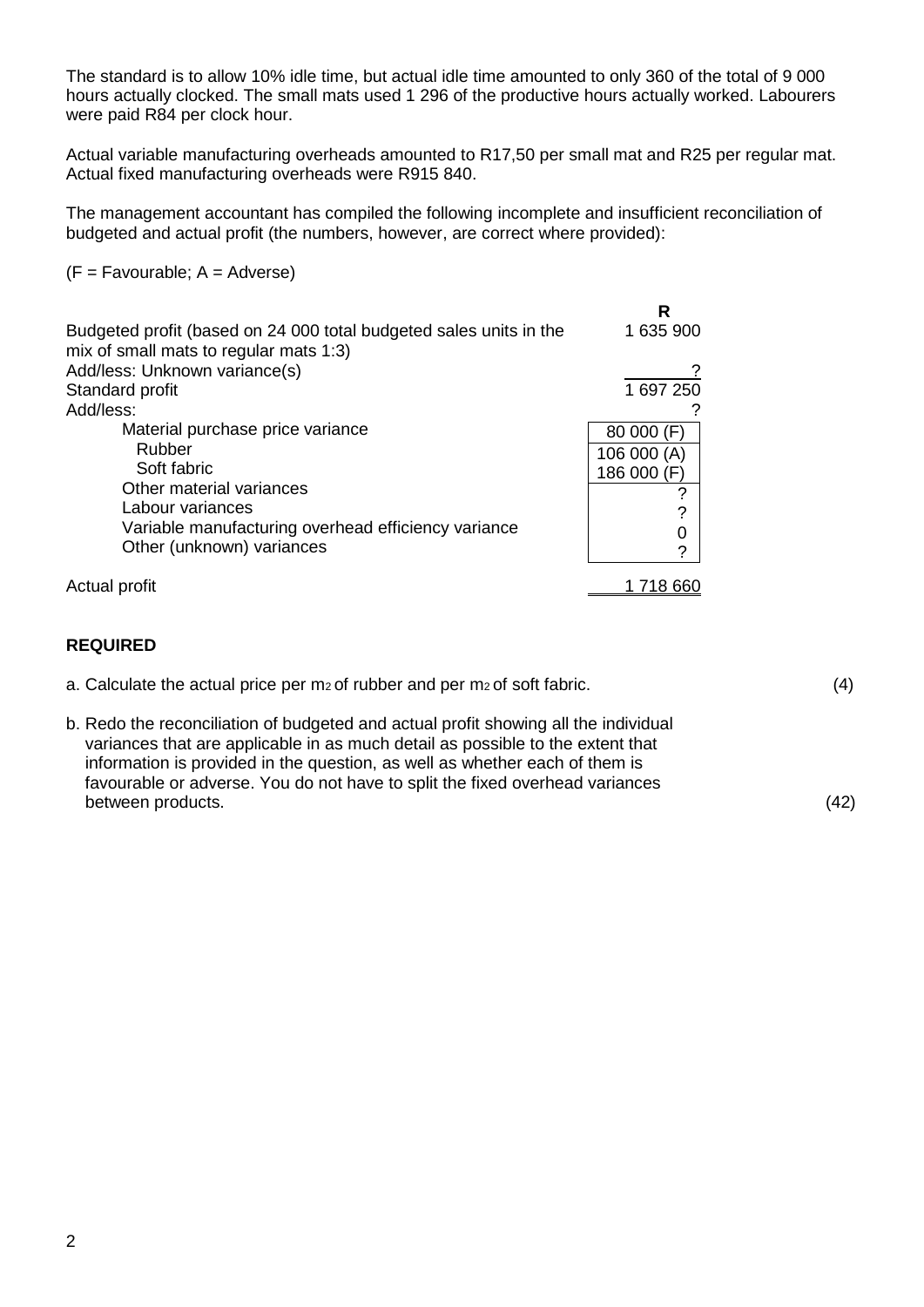The standard is to allow 10% idle time, but actual idle time amounted to only 360 of the total of 9 000 hours actually clocked. The small mats used 1 296 of the productive hours actually worked. Labourers were paid R84 per clock hour.

Actual variable manufacturing overheads amounted to R17,50 per small mat and R25 per regular mat. Actual fixed manufacturing overheads were R915 840.

The management accountant has compiled the following incomplete and insufficient reconciliation of budgeted and actual profit (the numbers, however, are correct where provided):

(F = Favourable; A = Adverse)

| | R |
|---|---|
| Budgeted profit (based on 24 000 total budgeted sales units in the mix of small mats to regular mats 1:3) | 1 635 900 |
| Add/less: Unknown variance(s) | ? |
| Standard profit | 1 697 250 |
| Add/less: | ? |
| Material purchase price variance | 80 000 (F) |
| Rubber | 106 000 (A) |
| Soft fabric | 186 000 (F) |
| Other material variances | ? |
| Labour variances | ? |
| Variable manufacturing overhead efficiency variance | 0 |
| Other (unknown) variances | ? |
| Actual profit | 1 718 660 |

**REQUIRED**

a. Calculate the actual price per $m_2$ of rubber and per $m_2$ of soft fabric. (4)

b. Redo the reconciliation of budgeted and actual profit showing all the individual variances that are applicable in as much detail as possible to the extent that information is provided in the question, as well as whether each of them is favourable or adverse. You do not have to split the fixed overhead variances between products. (42)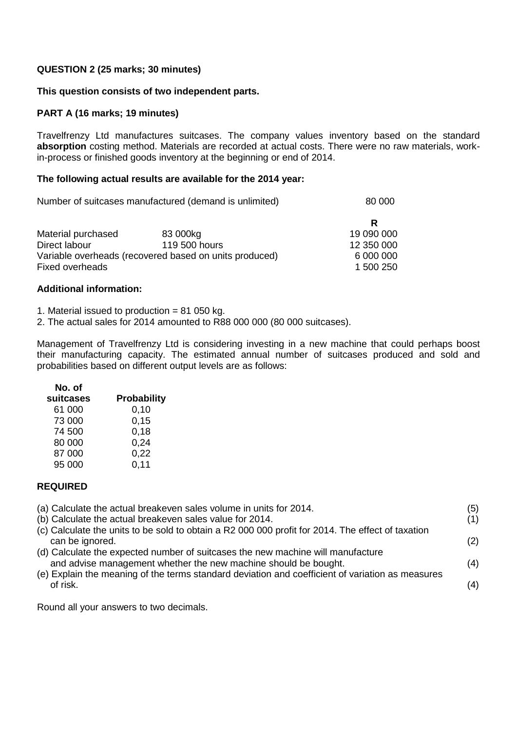**QUESTION 2 (25 marks; 30 minutes)**

**This question consists of two independent parts.**

**PART A (16 marks; 19 minutes)**

Travelfrenzy Ltd manufactures suitcases. The company values inventory based on the standard **absorption** costing method. Materials are recorded at actual costs. There were no raw materials, work-in-process or finished goods inventory at the beginning or end of 2014.

**The following actual results are available for the 2014 year:**

| | | |
|---|---|---|
| Number of suitcases manufactured (demand is unlimited) | | 80 000 |
| | | **R** |
| Material purchased | 83 000kg | 19 090 000 |
| Direct labour | 119 500 hours | 12 350 000 |
| Variable overheads (recovered based on units produced) | | 6 000 000 |
| Fixed overheads | | 1 500 250 |

**Additional information:**

1. Material issued to production = 81 050 kg.
2. The actual sales for 2014 amounted to R88 000 000 (80 000 suitcases).

Management of Travelfrenzy Ltd is considering investing in a new machine that could perhaps boost their manufacturing capacity. The estimated annual number of suitcases produced and sold and probabilities based on different output levels are as follows:

| No. of suitcases | Probability |
|---|---|
| 61 000 | 0,10 |
| 73 000 | 0,15 |
| 74 500 | 0,18 |
| 80 000 | 0,24 |
| 87 000 | 0,22 |
| 95 000 | 0,11 |

**REQUIRED**

(a) Calculate the actual breakeven sales volume in units for 2014. (5)

(b) Calculate the actual breakeven sales value for 2014. (1)

(c) Calculate the units to be sold to obtain a R2 000 000 profit for 2014. The effect of taxation can be ignored. (2)

(d) Calculate the expected number of suitcases the new machine will manufacture and advise management whether the new machine should be bought. (4)

(e) Explain the meaning of the terms standard deviation and coefficient of variation as measures of risk. (4)

Round all your answers to two decimals.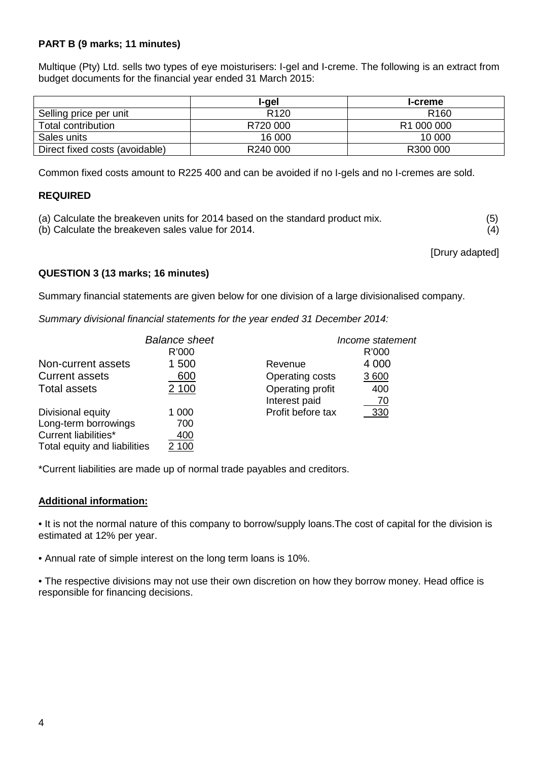**PART B (9 marks; 11 minutes)**

Multique (Pty) Ltd. sells two types of eye moisturisers: I-gel and I-creme. The following is an extract from budget documents for the financial year ended 31 March 2015:

| | **I-gel** | **I-creme** |
|---|---|---|
| Selling price per unit | R120 | R160 |
| Total contribution | R720 000 | R1 000 000 |
| Sales units | 16 000 | 10 000 |
| Direct fixed costs (avoidable) | R240 000 | R300 000 |

Common fixed costs amount to R225 400 and can be avoided if no I-gels and no I-cremes are sold.

**REQUIRED**

(a) Calculate the breakeven units for 2014 based on the standard product mix. (5)

(b) Calculate the breakeven sales value for 2014. (4)

[Drury adapted]

**QUESTION 3 (13 marks; 16 minutes)**

Summary financial statements are given below for one division of a large divisionalised company.

*Summary divisional financial statements for the year ended 31 December 2014:*

| *Balance sheet* | R'000 |
|---|---|
| Non-current assets | 1 500 |
| Current assets | 600 |
| Total assets | 2 100 |
| | |
| Divisional equity | 1 000 |
| Long-term borrowings | 700 |
| Current liabilities* | 400 |
| Total equity and liabilities | 2 100 |

| *Income statement* | R'000 |
|---|---|
| Revenue | 4 000 |
| Operating costs | 3 600 |
| Operating profit | 400 |
| Interest paid | 70 |
| Profit before tax | 330 |

*Current liabilities are made up of normal trade payables and creditors.

**Additional information:**

- It is not the normal nature of this company to borrow/supply loans.The cost of capital for the division is estimated at 12% per year.
- Annual rate of simple interest on the long term loans is 10%.
- The respective divisions may not use their own discretion on how they borrow money. Head office is responsible for financing decisions.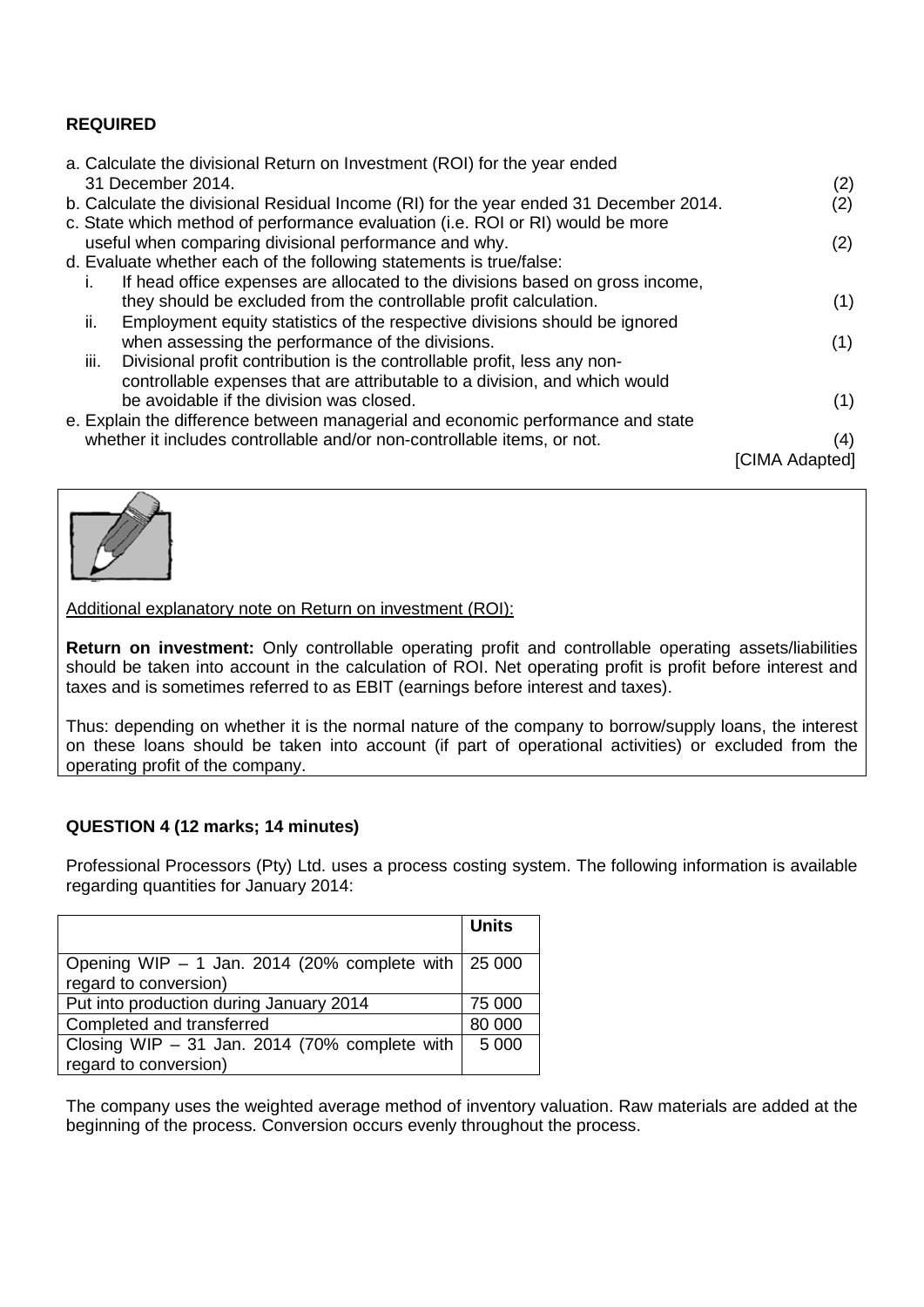**REQUIRED**

a. Calculate the divisional Return on Investment (ROI) for the year ended 31 December 2014. (2)

b. Calculate the divisional Residual Income (RI) for the year ended 31 December 2014. (2)

c. State which method of performance evaluation (i.e. ROI or RI) would be more useful when comparing divisional performance and why. (2)

d. Evaluate whether each of the following statements is true/false:

   i. If head office expenses are allocated to the divisions based on gross income, they should be excluded from the controllable profit calculation. (1)

   ii. Employment equity statistics of the respective divisions should be ignored when assessing the performance of the divisions. (1)

   iii. Divisional profit contribution is the controllable profit, less any non-controllable expenses that are attributable to a division, and which would be avoidable if the division was closed. (1)

e. Explain the difference between managerial and economic performance and state whether it includes controllable and/or non-controllable items, or not. (4)

[CIMA Adapted]

<u>Additional explanatory note on Return on investment (ROI):</u>

**Return on investment:** Only controllable operating profit and controllable operating assets/liabilities should be taken into account in the calculation of ROI. Net operating profit is profit before interest and taxes and is sometimes referred to as EBIT (earnings before interest and taxes).

Thus: depending on whether it is the normal nature of the company to borrow/supply loans, the interest on these loans should be taken into account (if part of operational activities) or excluded from the operating profit of the company.

**QUESTION 4 (12 marks; 14 minutes)**

Professional Processors (Pty) Ltd. uses a process costing system. The following information is available regarding quantities for January 2014:

| | **Units** |
|---|---|
| Opening WIP – 1 Jan. 2014 (20% complete with regard to conversion) | 25 000 |
| Put into production during January 2014 | 75 000 |
| Completed and transferred | 80 000 |
| Closing WIP – 31 Jan. 2014 (70% complete with regard to conversion) | 5 000 |

The company uses the weighted average method of inventory valuation. Raw materials are added at the beginning of the process. Conversion occurs evenly throughout the process.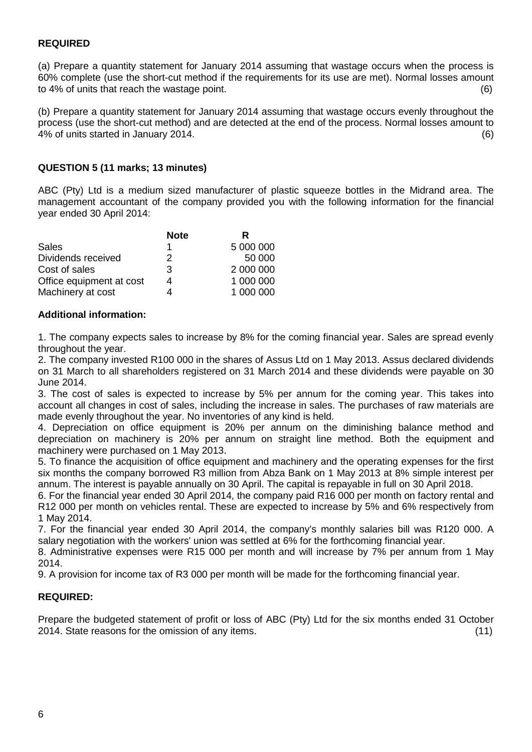**REQUIRED**

(a) Prepare a quantity statement for January 2014 assuming that wastage occurs when the process is 60% complete (use the short-cut method if the requirements for its use are met). Normal losses amount to 4% of units that reach the wastage point. (6)

(b) Prepare a quantity statement for January 2014 assuming that wastage occurs evenly throughout the process (use the short-cut method) and are detected at the end of the process. Normal losses amount to 4% of units started in January 2014. (6)

**QUESTION 5 (11 marks; 13 minutes)**

ABC (Pty) Ltd is a medium sized manufacturer of plastic squeeze bottles in the Midrand area. The management accountant of the company provided you with the following information for the financial year ended 30 April 2014:

| | Note | R |
|---|---|---|
| Sales | 1 | 5 000 000 |
| Dividends received | 2 | 50 000 |
| Cost of sales | 3 | 2 000 000 |
| Office equipment at cost | 4 | 1 000 000 |
| Machinery at cost | 4 | 1 000 000 |

**Additional information:**

1. The company expects sales to increase by 8% for the coming financial year. Sales are spread evenly throughout the year.
2. The company invested R100 000 in the shares of Assus Ltd on 1 May 2013. Assus declared dividends on 31 March to all shareholders registered on 31 March 2014 and these dividends were payable on 30 June 2014.
3. The cost of sales is expected to increase by 5% per annum for the coming year. This takes into account all changes in cost of sales, including the increase in sales. The purchases of raw materials are made evenly throughout the year. No inventories of any kind is held.
4. Depreciation on office equipment is 20% per annum on the diminishing balance method and depreciation on machinery is 20% per annum on straight line method. Both the equipment and machinery were purchased on 1 May 2013.
5. To finance the acquisition of office equipment and machinery and the operating expenses for the first six months the company borrowed R3 million from Abza Bank on 1 May 2013 at 8% simple interest per annum. The interest is payable annually on 30 April. The capital is repayable in full on 30 April 2018.
6. For the financial year ended 30 April 2014, the company paid R16 000 per month on factory rental and R12 000 per month on vehicles rental. These are expected to increase by 5% and 6% respectively from 1 May 2014.
7. For the financial year ended 30 April 2014, the company's monthly salaries bill was R120 000. A salary negotiation with the workers' union was settled at 6% for the forthcoming financial year.
8. Administrative expenses were R15 000 per month and will increase by 7% per annum from 1 May 2014.
9. A provision for income tax of R3 000 per month will be made for the forthcoming financial year.

**REQUIRED:**

Prepare the budgeted statement of profit or loss of ABC (Pty) Ltd for the six months ended 31 October 2014. State reasons for the omission of any items. (11)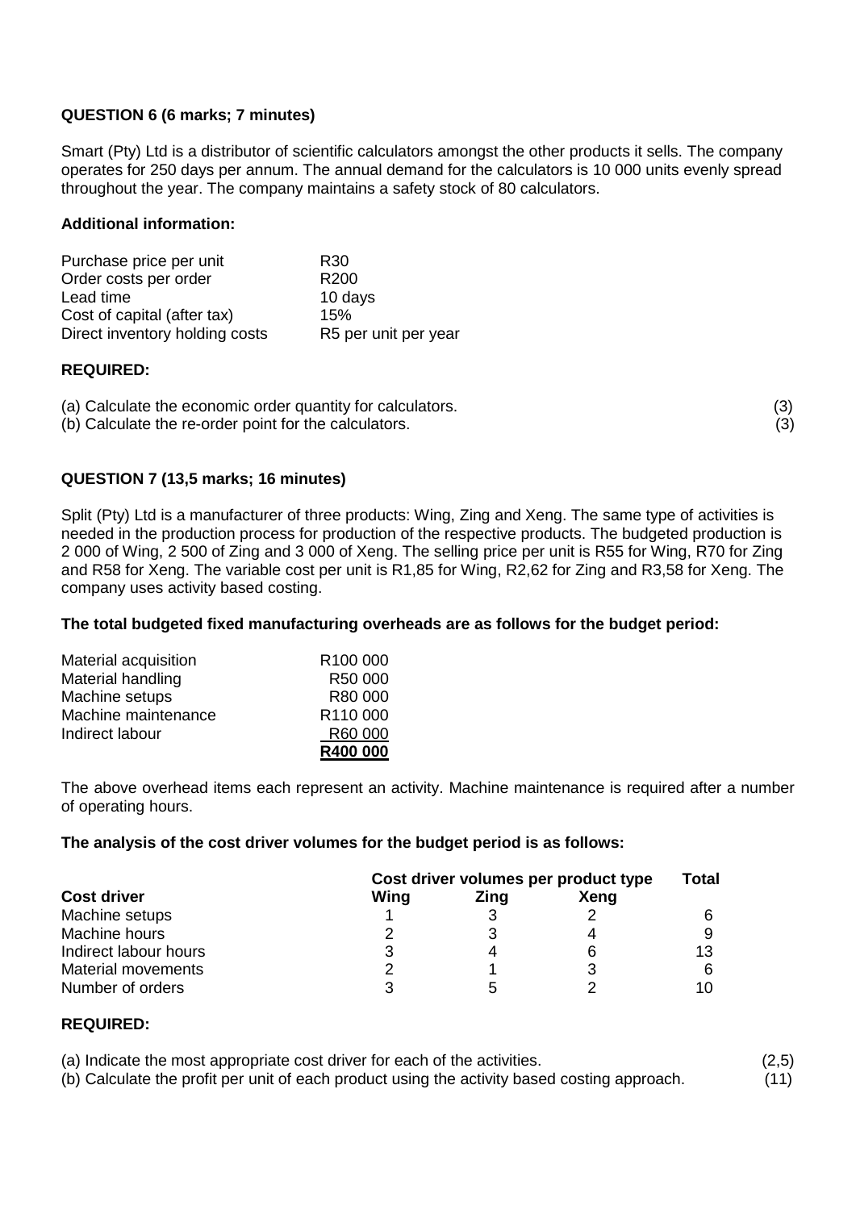**QUESTION 6 (6 marks; 7 minutes)**

Smart (Pty) Ltd is a distributor of scientific calculators amongst the other products it sells. The company operates for 250 days per annum. The annual demand for the calculators is 10 000 units evenly spread throughout the year. The company maintains a safety stock of 80 calculators.

**Additional information:**

| | |
|---|---|
| Purchase price per unit | R30 |
| Order costs per order | R200 |
| Lead time | 10 days |
| Cost of capital (after tax) | 15% |
| Direct inventory holding costs | R5 per unit per year |

**REQUIRED:**

(a) Calculate the economic order quantity for calculators. (3)

(b) Calculate the re-order point for the calculators. (3)

**QUESTION 7 (13,5 marks; 16 minutes)**

Split (Pty) Ltd is a manufacturer of three products: Wing, Zing and Xeng. The same type of activities is needed in the production process for production of the respective products. The budgeted production is 2 000 of Wing, 2 500 of Zing and 3 000 of Xeng. The selling price per unit is R55 for Wing, R70 for Zing and R58 for Xeng. The variable cost per unit is R1,85 for Wing, R2,62 for Zing and R3,58 for Xeng. The company uses activity based costing.

**The total budgeted fixed manufacturing overheads are as follows for the budget period:**

| | |
|---|---|
| Material acquisition | R100 000 |
| Material handling | R50 000 |
| Machine setups | R80 000 |
| Machine maintenance | R110 000 |
| Indirect labour | R60 000 |
| | **R400 000** |

The above overhead items each represent an activity. Machine maintenance is required after a number of operating hours.

**The analysis of the cost driver volumes for the budget period is as follows:**

| | Cost driver volumes per product type | | | Total |
|---|---|---|---|---|
| **Cost driver** | **Wing** | **Zing** | **Xeng** | |
| Machine setups | 1 | 3 | 2 | 6 |
| Machine hours | 2 | 3 | 4 | 9 |
| Indirect labour hours | 3 | 4 | 6 | 13 |
| Material movements | 2 | 1 | 3 | 6 |
| Number of orders | 3 | 5 | 2 | 10 |

**REQUIRED:**

(a) Indicate the most appropriate cost driver for each of the activities. (2,5)

(b) Calculate the profit per unit of each product using the activity based costing approach. (11)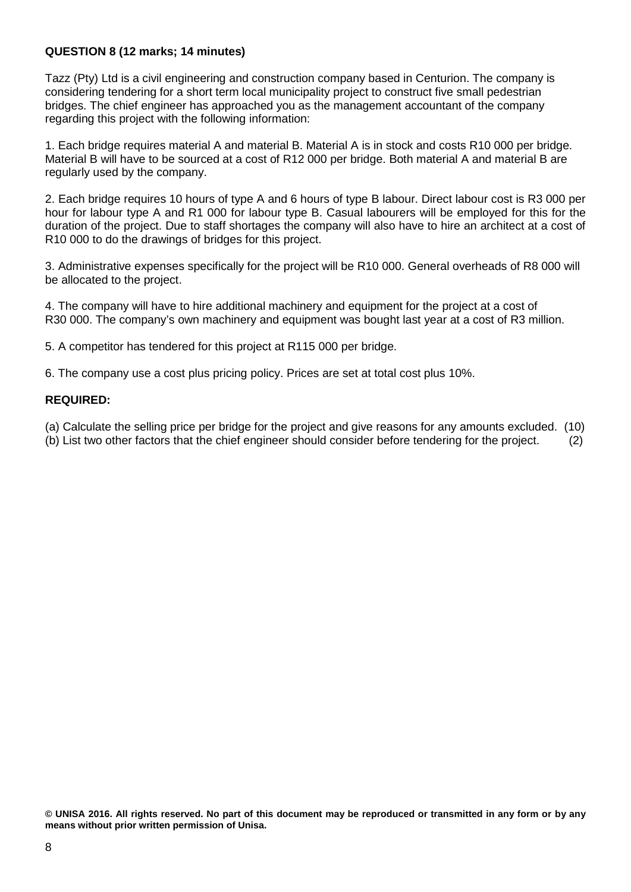**QUESTION 8 (12 marks; 14 minutes)**

Tazz (Pty) Ltd is a civil engineering and construction company based in Centurion. The company is considering tendering for a short term local municipality project to construct five small pedestrian bridges. The chief engineer has approached you as the management accountant of the company regarding this project with the following information:

1. Each bridge requires material A and material B. Material A is in stock and costs R10 000 per bridge. Material B will have to be sourced at a cost of R12 000 per bridge. Both material A and material B are regularly used by the company.

2. Each bridge requires 10 hours of type A and 6 hours of type B labour. Direct labour cost is R3 000 per hour for labour type A and R1 000 for labour type B. Casual labourers will be employed for this for the duration of the project. Due to staff shortages the company will also have to hire an architect at a cost of R10 000 to do the drawings of bridges for this project.

3. Administrative expenses specifically for the project will be R10 000. General overheads of R8 000 will be allocated to the project.

4. The company will have to hire additional machinery and equipment for the project at a cost of R30 000. The company's own machinery and equipment was bought last year at a cost of R3 million.

5. A competitor has tendered for this project at R115 000 per bridge.

6. The company use a cost plus pricing policy. Prices are set at total cost plus 10%.

**REQUIRED:**

(a) Calculate the selling price per bridge for the project and give reasons for any amounts excluded. (10)

(b) List two other factors that the chief engineer should consider before tendering for the project. (2)

**© UNISA 2016. All rights reserved. No part of this document may be reproduced or transmitted in any form or by any means without prior written permission of Unisa.**